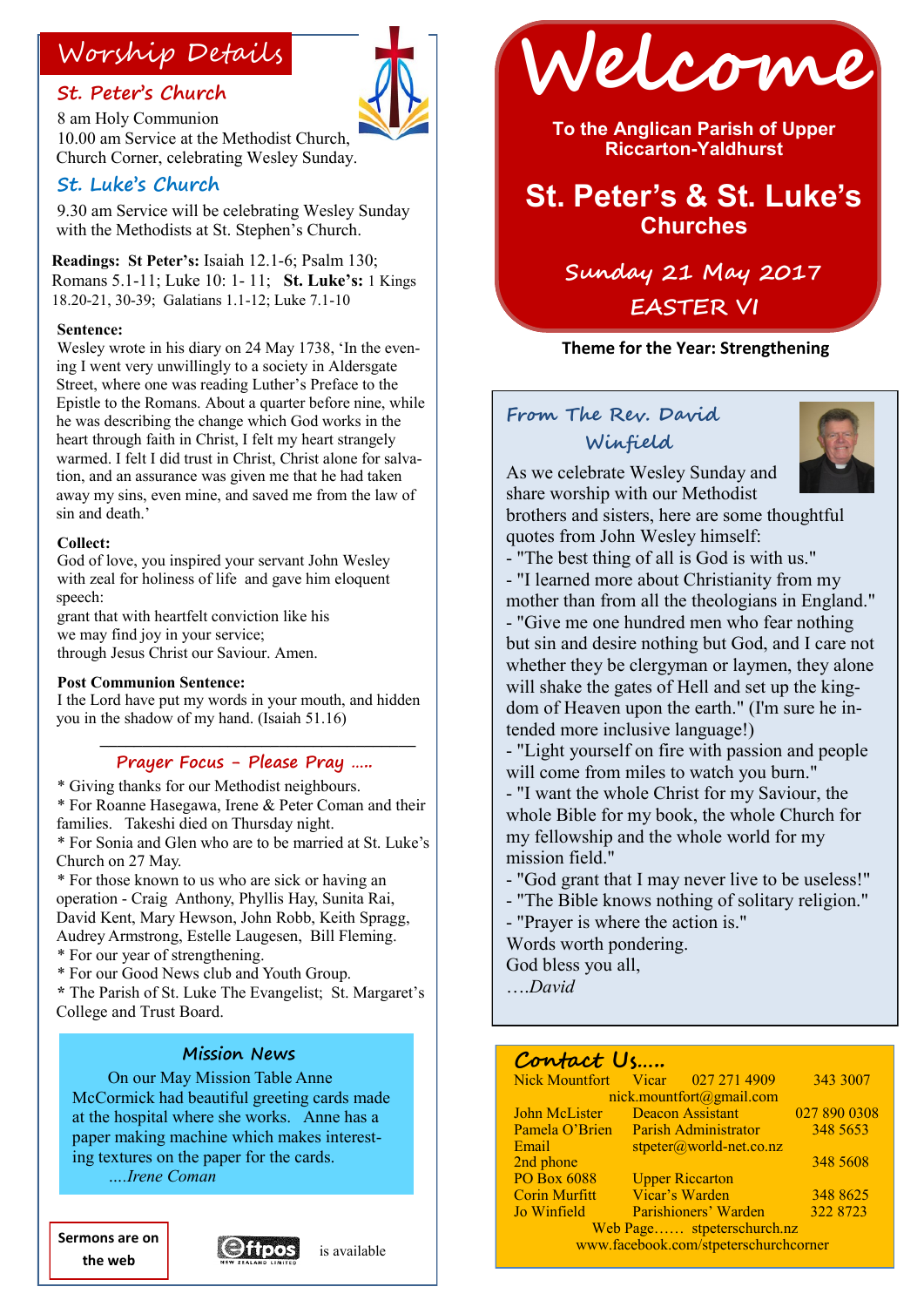# Welcome

**To the Anglican Parish of Upper Riccarton-Yaldhurst**

## St. Peter's & St. Luke's Churches

**Sunday 21 May 2017**

**EASTER VI**

**Theme for the Year: Strengthening**

## Worship Details

### St. Peter's Church

8 am Holy Communion
10.00 am Service at the Methodist Church, Church Corner, celebrating Wesley Sunday.

### St. Luke's Church

9.30 am Service will be celebrating Wesley Sunday with the Methodists at St. Stephen's Church.

**Readings: St Peter's:** Isaiah 12.1-6; Psalm 130; Romans 5.1-11; Luke 10: 1- 11; **St. Luke's:** 1 Kings 18.20-21, 30-39; Galatians 1.1-12; Luke 7.1-10

**Sentence:**
Wesley wrote in his diary on 24 May 1738, 'In the evening I went very unwillingly to a society in Aldersgate Street, where one was reading Luther's Preface to the Epistle to the Romans. About a quarter before nine, while he was describing the change which God works in the heart through faith in Christ, I felt my heart strangely warmed. I felt I did trust in Christ, Christ alone for salvation, and an assurance was given me that he had taken away my sins, even mine, and saved me from the law of sin and death.'

**Collect:**
God of love, you inspired your servant John Wesley with zeal for holiness of life and gave him eloquent speech:
grant that with heartfelt conviction like his
we may find joy in your service;
through Jesus Christ our Saviour. Amen.

**Post Communion Sentence:**
I the Lord have put my words in your mouth, and hidden you in the shadow of my hand. (Isaiah 51.16)

### Prayer Focus - Please Pray .....

* Giving thanks for our Methodist neighbours.
* For Roanne Hasegawa, Irene & Peter Coman and their families. Takeshi died on Thursday night.
* For Sonia and Glen who are to be married at St. Luke's Church on 27 May.
* For those known to us who are sick or having an operation - Craig Anthony, Phyllis Hay, Sunita Rai, David Kent, Mary Hewson, John Robb, Keith Spragg, Audrey Armstrong, Estelle Laugesen, Bill Fleming.
* For our year of strengthening.
* For our Good News club and Youth Group.
* The Parish of St. Luke The Evangelist; St. Margaret's College and Trust Board.

### Mission News

On our May Mission Table Anne McCormick had beautiful greeting cards made at the hospital where she works. Anne has a paper making machine which makes interesting textures on the paper for the cards.
*....Irene Coman*

**Sermons are on the web**

Eftpos is available

### From The Rev. David Winfield

As we celebrate Wesley Sunday and share worship with our Methodist brothers and sisters, here are some thoughtful quotes from John Wesley himself:
- "The best thing of all is God is with us."
- "I learned more about Christianity from my mother than from all the theologians in England."
- "Give me one hundred men who fear nothing but sin and desire nothing but God, and I care not whether they be clergyman or laymen, they alone will shake the gates of Hell and set up the kingdom of Heaven upon the earth." (I'm sure he intended more inclusive language!)
- "Light yourself on fire with passion and people will come from miles to watch you burn."
- "I want the whole Christ for my Saviour, the whole Bible for my book, the whole Church for my fellowship and the whole world for my mission field."
- "God grant that I may never live to be useless!"
- "The Bible knows nothing of solitary religion."
- "Prayer is where the action is."
Words worth pondering.
God bless you all,
*....David*

### Contact Us.....

| | | |
|---|---|---|
| Nick Mountfort | Vicar 027 271 4909 | 343 3007 |
| | nick.mountfort@gmail.com | |
| John McLister | Deacon Assistant | 027 890 0308 |
| Pamela O'Brien | Parish Administrator | 348 5653 |
| Email | stpeter@world-net.co.nz | |
| 2nd phone | | 348 5608 |
| PO Box 6088 | Upper Riccarton | |
| Corin Murfitt | Vicar's Warden | 348 8625 |
| Jo Winfield | Parishioners' Warden | 322 8723 |

Web Page...... stpeterschurch.nz
www.facebook.com/stpeterschurchcorner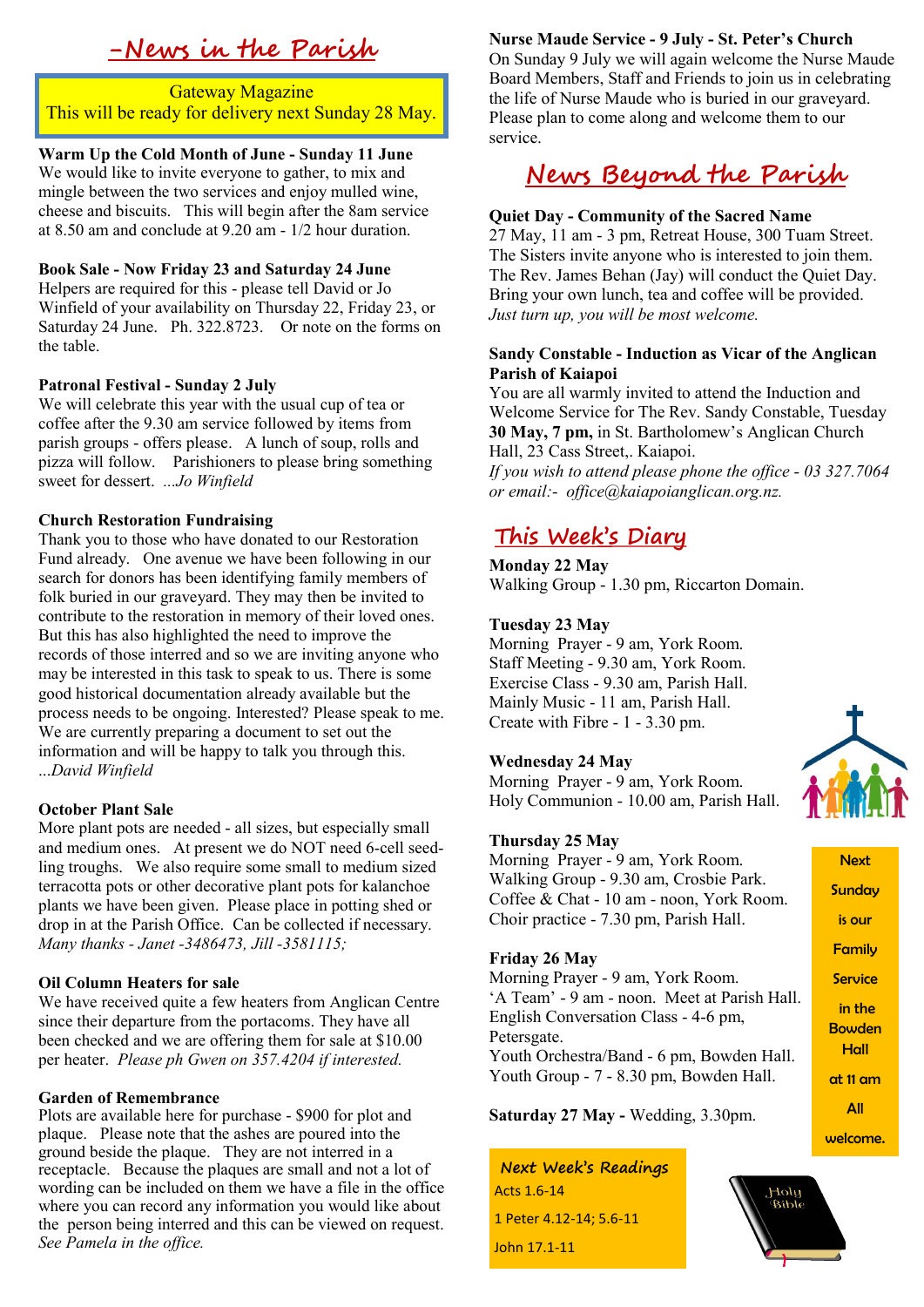# -News in the Parish

**Gateway Magazine**
This will be ready for delivery next Sunday 28 May.

**Warm Up the Cold Month of June - Sunday 11 June**
We would like to invite everyone to gather, to mix and mingle between the two services and enjoy mulled wine, cheese and biscuits. This will begin after the 8am service at 8.50 am and conclude at 9.20 am - 1/2 hour duration.

**Book Sale - Now Friday 23 and Saturday 24 June**
Helpers are required for this - please tell David or Jo Winfield of your availability on Thursday 22, Friday 23, or Saturday 24 June. Ph. 322.8723. Or note on the forms on the table.

**Patronal Festival - Sunday 2 July**
We will celebrate this year with the usual cup of tea or coffee after the 9.30 am service followed by items from parish groups - offers please. A lunch of soup, rolls and pizza will follow. Parishioners to please bring something sweet for dessert. *...Jo Winfield*

**Church Restoration Fundraising**
Thank you to those who have donated to our Restoration Fund already. One avenue we have been following in our search for donors has been identifying family members of folk buried in our graveyard. They may then be invited to contribute to the restoration in memory of their loved ones. But this has also highlighted the need to improve the records of those interred and so we are inviting anyone who may be interested in this task to speak to us. There is some good historical documentation already available but the process needs to be ongoing. Interested? Please speak to me. We are currently preparing a document to set out the information and will be happy to talk you through this. *...David Winfield*

**October Plant Sale**
More plant pots are needed - all sizes, but especially small and medium ones. At present we do NOT need 6-cell seedling troughs. We also require some small to medium sized terracotta pots or other decorative plant pots for kalanchoe plants we have been given. Please place in potting shed or drop in at the Parish Office. Can be collected if necessary. *Many thanks - Janet -3486473, Jill -3581115;*

**Oil Column Heaters for sale**
We have received quite a few heaters from Anglican Centre since their departure from the portacoms. They have all been checked and we are offering them for sale at $10.00 per heater. *Please ph Gwen on 357.4204 if interested.*

**Garden of Remembrance**
Plots are available here for purchase - $900 for plot and plaque. Please note that the ashes are poured into the ground beside the plaque. They are not interred in a receptacle. Because the plaques are small and not a lot of wording can be included on them we have a file in the office where you can record any information you would like about the person being interred and this can be viewed on request. *See Pamela in the office.*

**Nurse Maude Service - 9 July - St. Peter's Church**
On Sunday 9 July we will again welcome the Nurse Maude Board Members, Staff and Friends to join us in celebrating the life of Nurse Maude who is buried in our graveyard. Please plan to come along and welcome them to our service.

# News Beyond the Parish

**Quiet Day - Community of the Sacred Name**
27 May, 11 am - 3 pm, Retreat House, 300 Tuam Street. The Sisters invite anyone who is interested to join them. The Rev. James Behan (Jay) will conduct the Quiet Day. Bring your own lunch, tea and coffee will be provided. *Just turn up, you will be most welcome.*

**Sandy Constable - Induction as Vicar of the Anglican Parish of Kaiapoi**
You are all warmly invited to attend the Induction and Welcome Service for The Rev. Sandy Constable, Tuesday **30 May, 7 pm,** in St. Bartholomew's Anglican Church Hall, 23 Cass Street,. Kaiapoi.
*If you wish to attend please phone the office - 03 327.7064 or email:- office@kaiapoianglican.org.nz.*

# This Week's Diary

**Monday 22 May**
Walking Group - 1.30 pm, Riccarton Domain.

**Tuesday 23 May**
Morning Prayer - 9 am, York Room.
Staff Meeting - 9.30 am, York Room.
Exercise Class - 9.30 am, Parish Hall.
Mainly Music - 11 am, Parish Hall.
Create with Fibre - 1 - 3.30 pm.

**Wednesday 24 May**
Morning Prayer - 9 am, York Room.
Holy Communion - 10.00 am, Parish Hall.

**Thursday 25 May**
Morning Prayer - 9 am, York Room.
Walking Group - 9.30 am, Crosbie Park.
Coffee & Chat - 10 am - noon, York Room.
Choir practice - 7.30 pm, Parish Hall.

**Friday 26 May**
Morning Prayer - 9 am, York Room.
'A Team' - 9 am - noon. Meet at Parish Hall.
English Conversation Class - 4-6 pm, Petersgate.
Youth Orchestra/Band - 6 pm, Bowden Hall.
Youth Group - 7 - 8.30 pm, Bowden Hall.

**Saturday 27 May -** Wedding, 3.30pm.

**Next Sunday is our Family Service in the Bowden Hall at 11 am All welcome.**

**Next Week's Readings**
Acts 1.6-14
1 Peter 4.12-14; 5.6-11
John 17.1-11